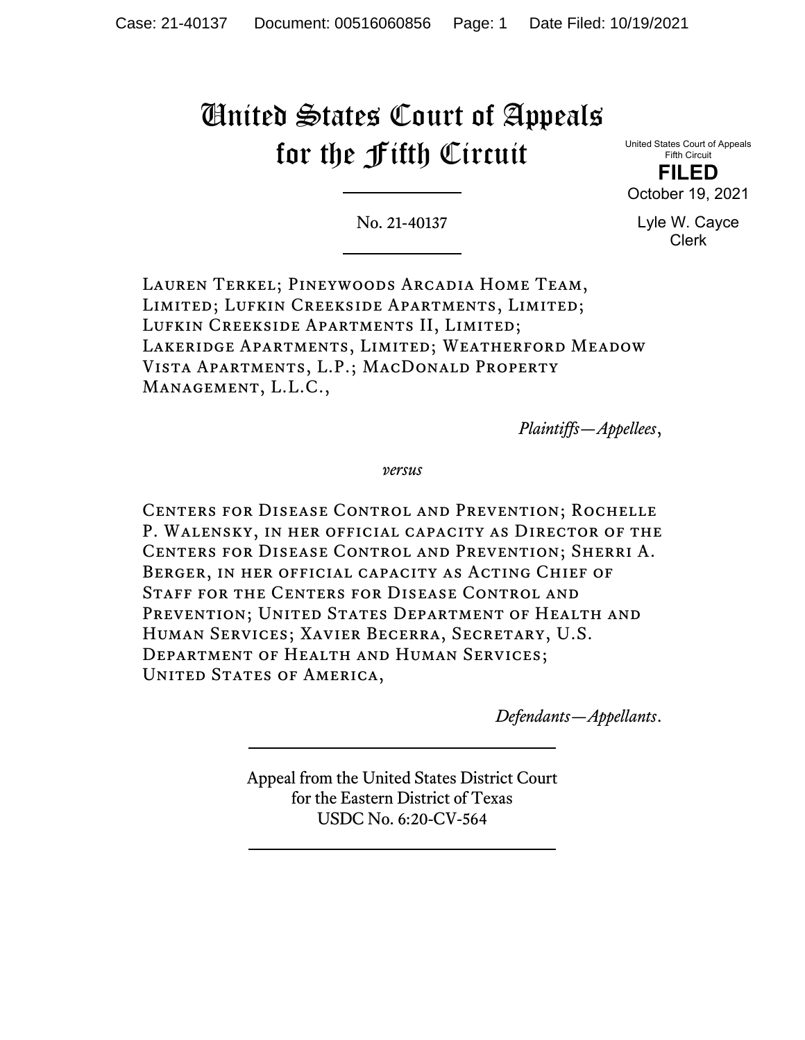# United States Court of Appeals for the Fifth Circuit

United States Court of Appeals
Fifth Circuit

**FILED**

October 19, 2021

Lyle W. Cayce
Clerk

No. 21-40137

---

Lauren Terkel; Pineywoods Arcadia Home Team, Limited; Lufkin Creekside Apartments, Limited; Lufkin Creekside Apartments II, Limited; Lakeridge Apartments, Limited; Weatherford Meadow Vista Apartments, L.P.; MacDonald Property Management, L.L.C.,

*Plaintiffs—Appellees*,

*versus*

Centers for Disease Control and Prevention; Rochelle P. Walensky, in her official capacity as Director of the Centers for Disease Control and Prevention; Sherri A. Berger, in her official capacity as Acting Chief of Staff for the Centers for Disease Control and Prevention; United States Department of Health and Human Services; Xavier Becerra, Secretary, U.S. Department of Health and Human Services; United States of America,

*Defendants—Appellants*.

---

Appeal from the United States District Court
for the Eastern District of Texas
USDC No. 6:20-CV-564

---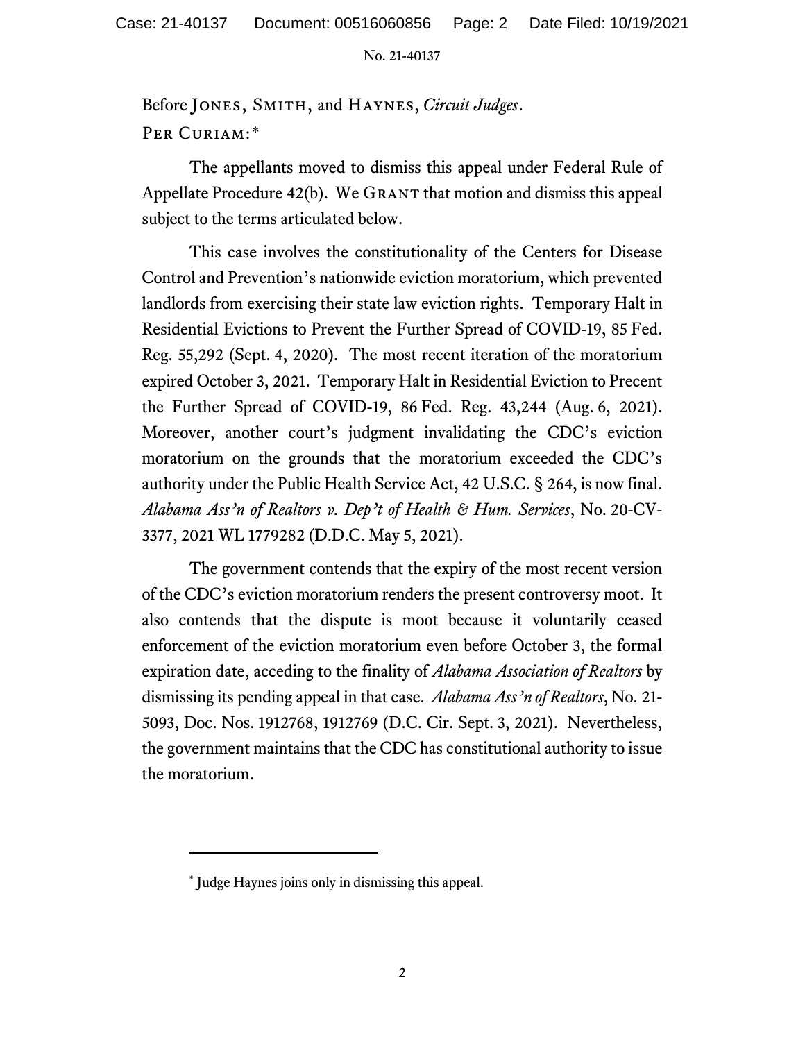Before JONES, SMITH, and HAYNES, *Circuit Judges*.

PER CURIAM:*

The appellants moved to dismiss this appeal under Federal Rule of Appellate Procedure 42(b). We GRANT that motion and dismiss this appeal subject to the terms articulated below.

This case involves the constitutionality of the Centers for Disease Control and Prevention's nationwide eviction moratorium, which prevented landlords from exercising their state law eviction rights. Temporary Halt in Residential Evictions to Prevent the Further Spread of COVID-19, 85 Fed. Reg. 55,292 (Sept. 4, 2020). The most recent iteration of the moratorium expired October 3, 2021. Temporary Halt in Residential Eviction to Precent the Further Spread of COVID-19, 86 Fed. Reg. 43,244 (Aug. 6, 2021). Moreover, another court's judgment invalidating the CDC's eviction moratorium on the grounds that the moratorium exceeded the CDC's authority under the Public Health Service Act, 42 U.S.C. § 264, is now final. *Alabama Ass'n of Realtors v. Dep't of Health & Hum. Services*, No. 20-CV-3377, 2021 WL 1779282 (D.D.C. May 5, 2021).

The government contends that the expiry of the most recent version of the CDC's eviction moratorium renders the present controversy moot. It also contends that the dispute is moot because it voluntarily ceased enforcement of the eviction moratorium even before October 3, the formal expiration date, acceding to the finality of *Alabama Association of Realtors* by dismissing its pending appeal in that case. *Alabama Ass'n of Realtors*, No. 21-5093, Doc. Nos. 1912768, 1912769 (D.C. Cir. Sept. 3, 2021). Nevertheless, the government maintains that the CDC has constitutional authority to issue the moratorium.

---

* Judge Haynes joins only in dismissing this appeal.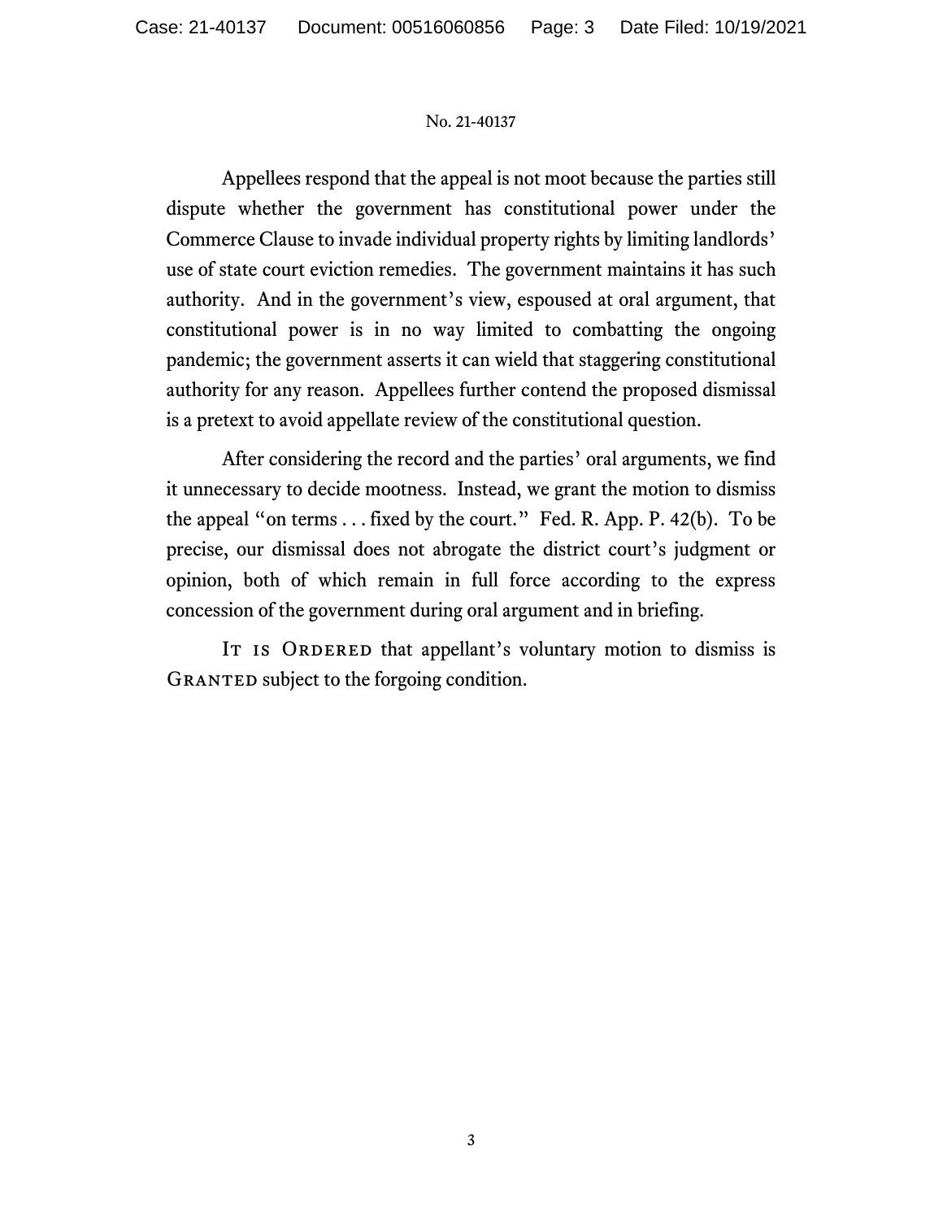Appellees respond that the appeal is not moot because the parties still dispute whether the government has constitutional power under the Commerce Clause to invade individual property rights by limiting landlords' use of state court eviction remedies. The government maintains it has such authority. And in the government's view, espoused at oral argument, that constitutional power is in no way limited to combatting the ongoing pandemic; the government asserts it can wield that staggering constitutional authority for any reason. Appellees further contend the proposed dismissal is a pretext to avoid appellate review of the constitutional question.

After considering the record and the parties' oral arguments, we find it unnecessary to decide mootness. Instead, we grant the motion to dismiss the appeal "on terms . . . fixed by the court." Fed. R. App. P. 42(b). To be precise, our dismissal does not abrogate the district court's judgment or opinion, both of which remain in full force according to the express concession of the government during oral argument and in briefing.

IT IS ORDERED that appellant's voluntary motion to dismiss is GRANTED subject to the forgoing condition.